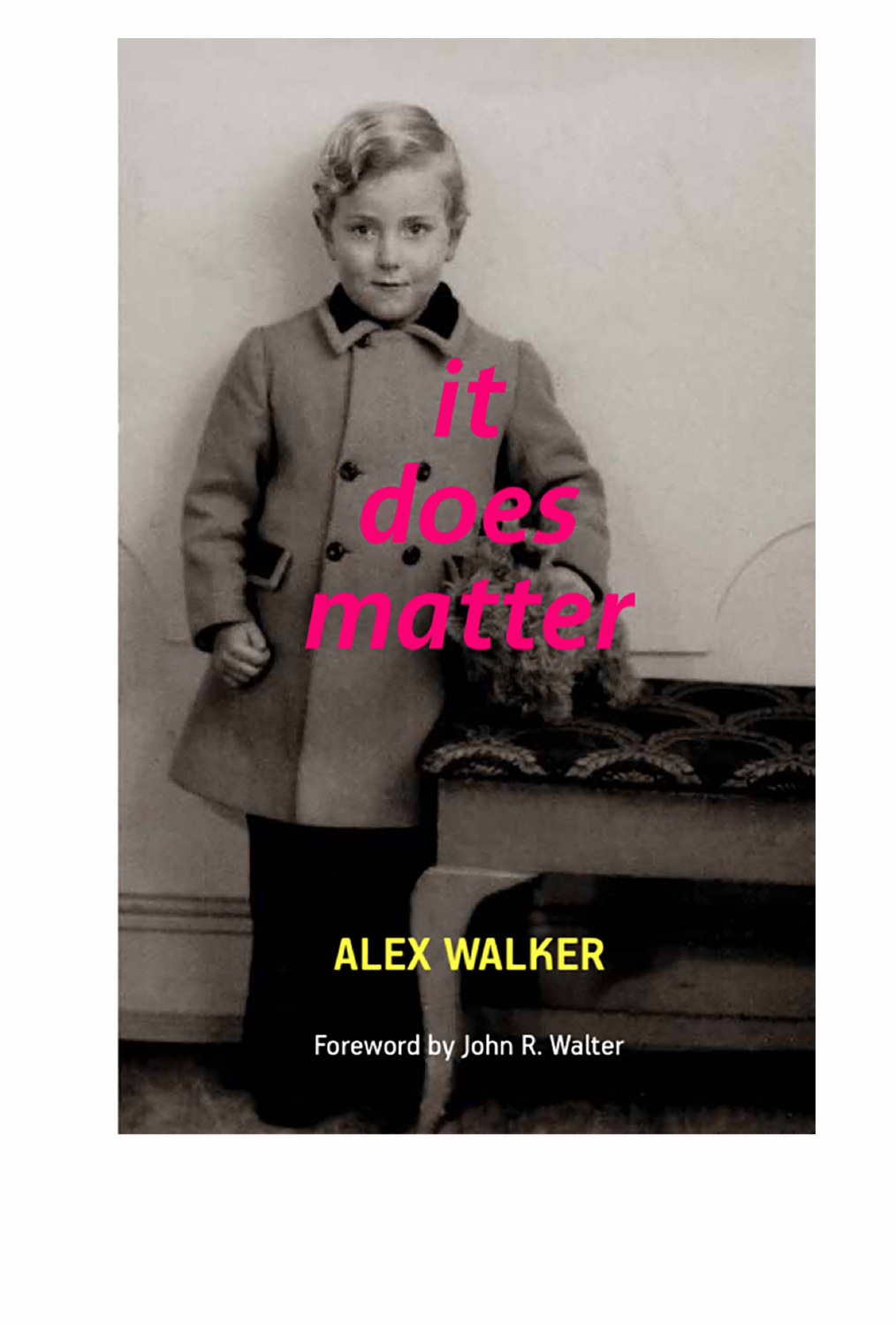# it does matter

**ALEX WALKER**

Foreword by John R. Walter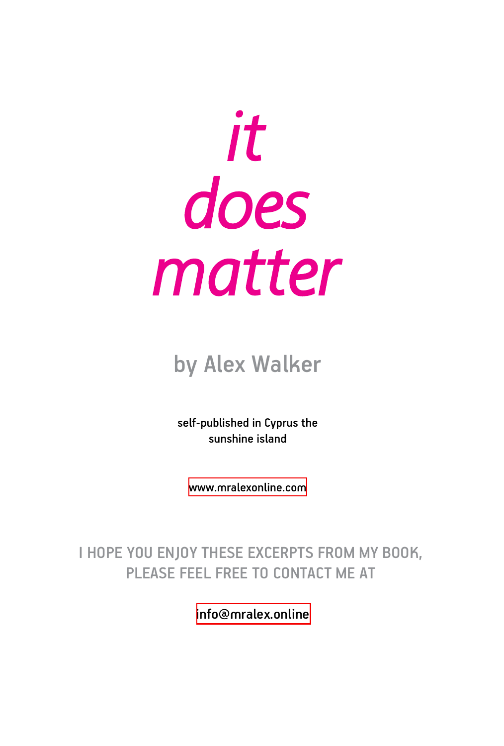# *it does matter*

## by Alex Walker

self-published in Cyprus the sunshine island

www.mralexonline.com

I HOPE YOU ENJOY THESE EXCERPTS FROM MY BOOK, PLEASE FEEL FREE TO CONTACT ME AT

info@mralex.online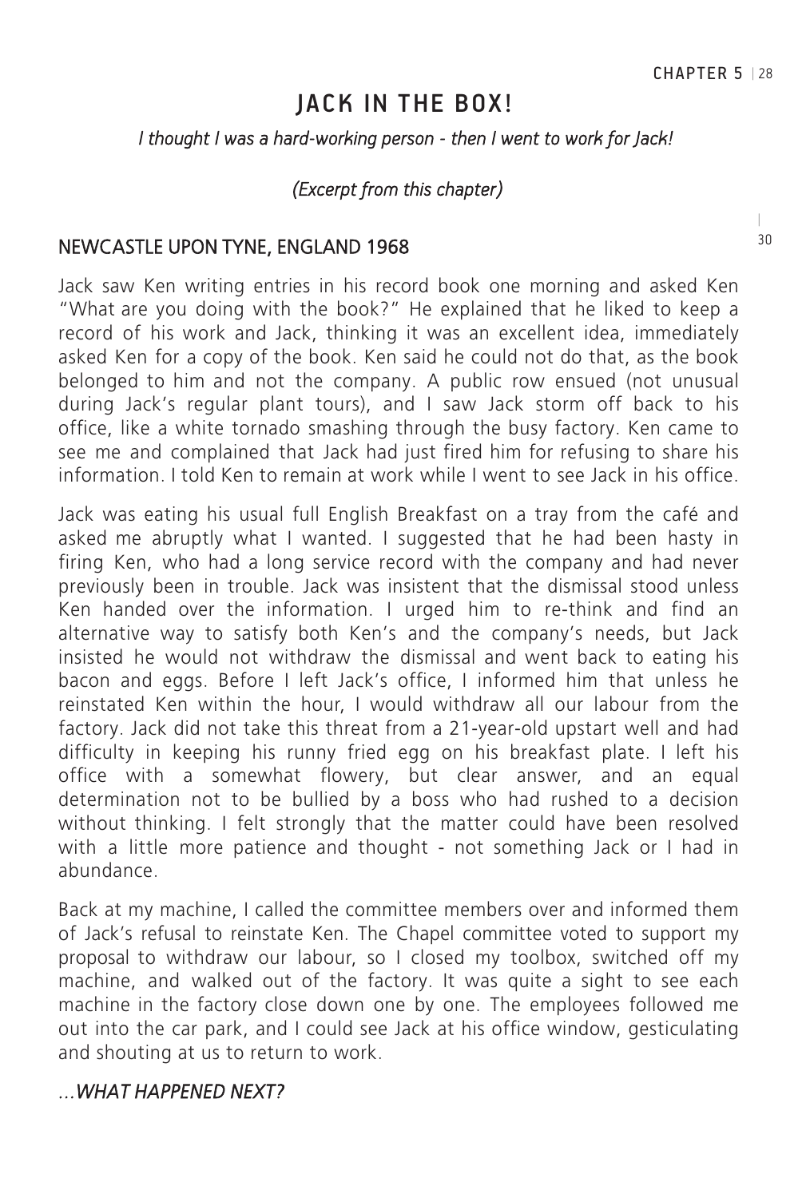# JACK IN THE BOX!

*I thought I was a hard-working person - then I went to work for Jack!*

*(Excerpt from this chapter)*

## NEWCASTLE UPON TYNE, ENGLAND 1968

Jack saw Ken writing entries in his record book one morning and asked Ken "What are you doing with the book?" He explained that he liked to keep a record of his work and Jack, thinking it was an excellent idea, immediately asked Ken for a copy of the book. Ken said he could not do that, as the book belonged to him and not the company. A public row ensued (not unusual during Jack's regular plant tours), and I saw Jack storm off back to his office, like a white tornado smashing through the busy factory. Ken came to see me and complained that Jack had just fired him for refusing to share his information. I told Ken to remain at work while I went to see Jack in his office.

Jack was eating his usual full English Breakfast on a tray from the café and asked me abruptly what I wanted. I suggested that he had been hasty in firing Ken, who had a long service record with the company and had never previously been in trouble. Jack was insistent that the dismissal stood unless Ken handed over the information. I urged him to re-think and find an alternative way to satisfy both Ken's and the company's needs, but Jack insisted he would not withdraw the dismissal and went back to eating his bacon and eggs. Before I left Jack's office, I informed him that unless he reinstated Ken within the hour, I would withdraw all our labour from the factory. Jack did not take this threat from a 21-year-old upstart well and had difficulty in keeping his runny fried egg on his breakfast plate. I left his office with a somewhat flowery, but clear answer, and an equal determination not to be bullied by a boss who had rushed to a decision without thinking. I felt strongly that the matter could have been resolved with a little more patience and thought - not something Jack or I had in abundance.

Back at my machine, I called the committee members over and informed them of Jack's refusal to reinstate Ken. The Chapel committee voted to support my proposal to withdraw our labour, so I closed my toolbox, switched off my machine, and walked out of the factory. It was quite a sight to see each machine in the factory close down one by one. The employees followed me out into the car park, and I could see Jack at his office window, gesticulating and shouting at us to return to work.

*...WHAT HAPPENED NEXT?*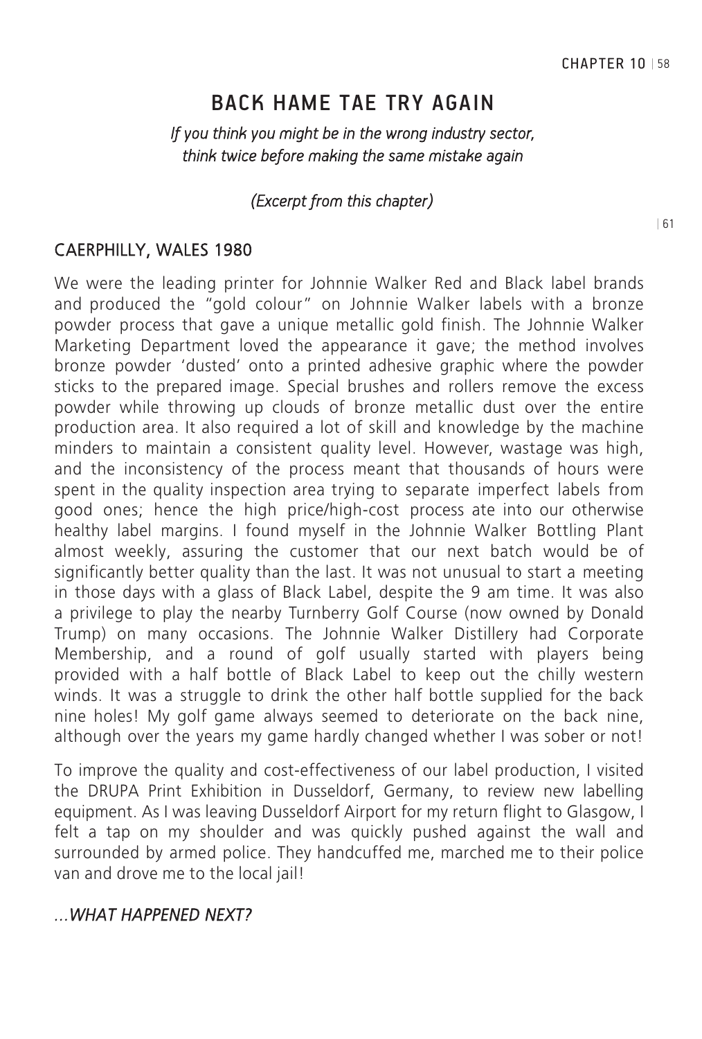## BACK HAME TAE TRY AGAIN

*If you think you might be in the wrong industry sector, think twice before making the same mistake again*

*(Excerpt from this chapter)*

### CAERPHILLY, WALES 1980

We were the leading printer for Johnnie Walker Red and Black label brands and produced the "gold colour" on Johnnie Walker labels with a bronze powder process that gave a unique metallic gold finish. The Johnnie Walker Marketing Department loved the appearance it gave; the method involves bronze powder 'dusted' onto a printed adhesive graphic where the powder sticks to the prepared image. Special brushes and rollers remove the excess powder while throwing up clouds of bronze metallic dust over the entire production area. It also required a lot of skill and knowledge by the machine minders to maintain a consistent quality level. However, wastage was high, and the inconsistency of the process meant that thousands of hours were spent in the quality inspection area trying to separate imperfect labels from good ones; hence the high price/high-cost process ate into our otherwise healthy label margins. I found myself in the Johnnie Walker Bottling Plant almost weekly, assuring the customer that our next batch would be of significantly better quality than the last. It was not unusual to start a meeting in those days with a glass of Black Label, despite the 9 am time. It was also a privilege to play the nearby Turnberry Golf Course (now owned by Donald Trump) on many occasions. The Johnnie Walker Distillery had Corporate Membership, and a round of golf usually started with players being provided with a half bottle of Black Label to keep out the chilly western winds. It was a struggle to drink the other half bottle supplied for the back nine holes! My golf game always seemed to deteriorate on the back nine, although over the years my game hardly changed whether I was sober or not!

To improve the quality and cost-effectiveness of our label production, I visited the DRUPA Print Exhibition in Dusseldorf, Germany, to review new labelling equipment. As I was leaving Dusseldorf Airport for my return flight to Glasgow, I felt a tap on my shoulder and was quickly pushed against the wall and surrounded by armed police. They handcuffed me, marched me to their police van and drove me to the local jail!

*...WHAT HAPPENED NEXT?*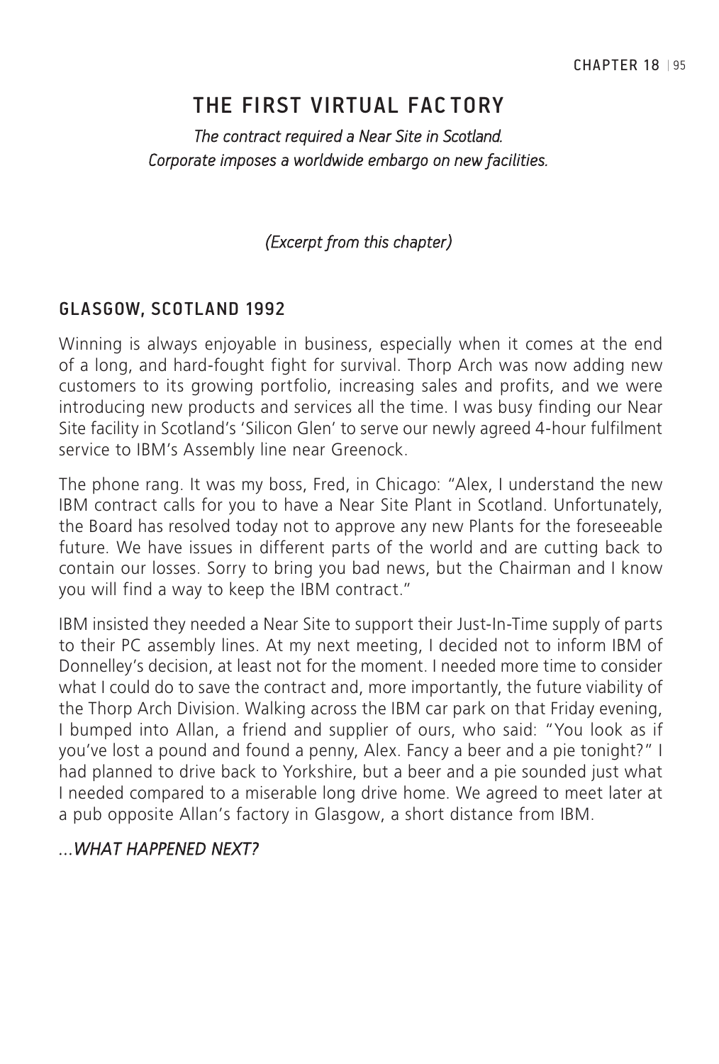# THE FIRST VIRTUAL FACTORY

*The contract required a Near Site in Scotland.*
*Corporate imposes a worldwide embargo on new facilities.*

*(Excerpt from this chapter)*

## GLASGOW, SCOTLAND 1992

Winning is always enjoyable in business, especially when it comes at the end of a long, and hard-fought fight for survival. Thorp Arch was now adding new customers to its growing portfolio, increasing sales and profits, and we were introducing new products and services all the time. I was busy finding our Near Site facility in Scotland's 'Silicon Glen' to serve our newly agreed 4-hour fulfilment service to IBM's Assembly line near Greenock.

The phone rang. It was my boss, Fred, in Chicago: "Alex, I understand the new IBM contract calls for you to have a Near Site Plant in Scotland. Unfortunately, the Board has resolved today not to approve any new Plants for the foreseeable future. We have issues in different parts of the world and are cutting back to contain our losses. Sorry to bring you bad news, but the Chairman and I know you will find a way to keep the IBM contract."

IBM insisted they needed a Near Site to support their Just-In-Time supply of parts to their PC assembly lines. At my next meeting, I decided not to inform IBM of Donnelley's decision, at least not for the moment. I needed more time to consider what I could do to save the contract and, more importantly, the future viability of the Thorp Arch Division. Walking across the IBM car park on that Friday evening, I bumped into Allan, a friend and supplier of ours, who said: "You look as if you've lost a pound and found a penny, Alex. Fancy a beer and a pie tonight?" I had planned to drive back to Yorkshire, but a beer and a pie sounded just what I needed compared to a miserable long drive home. We agreed to meet later at a pub opposite Allan's factory in Glasgow, a short distance from IBM.

*...WHAT HAPPENED NEXT?*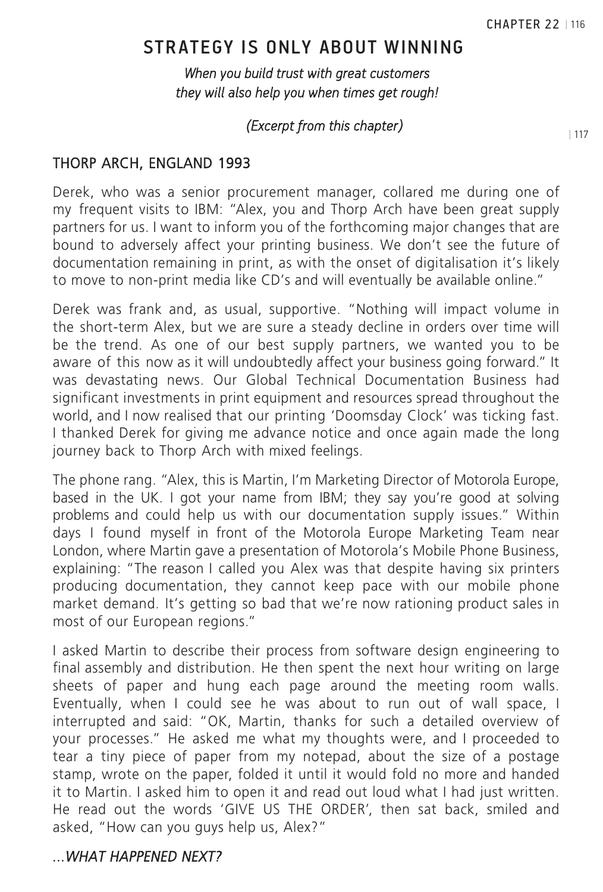# STRATEGY IS ONLY ABOUT WINNING

*When you build trust with great customers they will also help you when times get rough!*

*(Excerpt from this chapter)*

## THORP ARCH, ENGLAND 1993

Derek, who was a senior procurement manager, collared me during one of my frequent visits to IBM: "Alex, you and Thorp Arch have been great supply partners for us. I want to inform you of the forthcoming major changes that are bound to adversely affect your printing business. We don't see the future of documentation remaining in print, as with the onset of digitalisation it's likely to move to non-print media like CD's and will eventually be available online."

Derek was frank and, as usual, supportive. "Nothing will impact volume in the short-term Alex, but we are sure a steady decline in orders over time will be the trend. As one of our best supply partners, we wanted you to be aware of this now as it will undoubtedly affect your business going forward." It was devastating news. Our Global Technical Documentation Business had significant investments in print equipment and resources spread throughout the world, and I now realised that our printing 'Doomsday Clock' was ticking fast. I thanked Derek for giving me advance notice and once again made the long journey back to Thorp Arch with mixed feelings.

The phone rang. "Alex, this is Martin, I'm Marketing Director of Motorola Europe, based in the UK. I got your name from IBM; they say you're good at solving problems and could help us with our documentation supply issues." Within days I found myself in front of the Motorola Europe Marketing Team near London, where Martin gave a presentation of Motorola's Mobile Phone Business, explaining: "The reason I called you Alex was that despite having six printers producing documentation, they cannot keep pace with our mobile phone market demand. It's getting so bad that we're now rationing product sales in most of our European regions."

I asked Martin to describe their process from software design engineering to final assembly and distribution. He then spent the next hour writing on large sheets of paper and hung each page around the meeting room walls. Eventually, when I could see he was about to run out of wall space, I interrupted and said: "OK, Martin, thanks for such a detailed overview of your processes." He asked me what my thoughts were, and I proceeded to tear a tiny piece of paper from my notepad, about the size of a postage stamp, wrote on the paper, folded it until it would fold no more and handed it to Martin. I asked him to open it and read out loud what I had just written. He read out the words 'GIVE US THE ORDER', then sat back, smiled and asked, "How can you guys help us, Alex?"

*...WHAT HAPPENED NEXT?*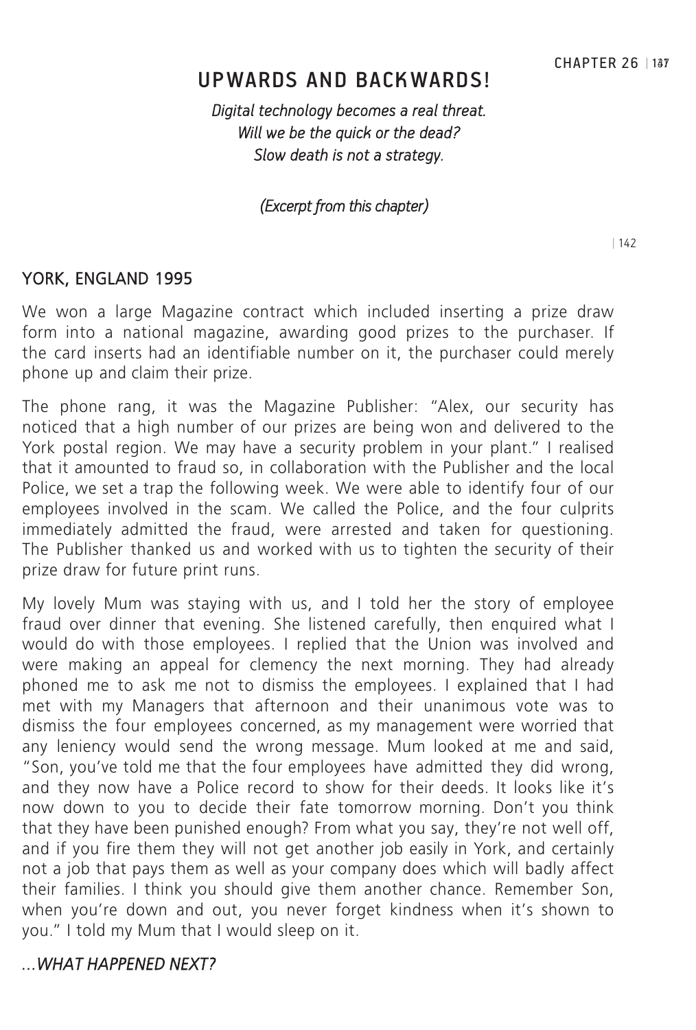# UPWARDS AND BACKWARDS!

*Digital technology becomes a real threat.*
*Will we be the quick or the dead?*
*Slow death is not a strategy.*

*(Excerpt from this chapter)*

## YORK, ENGLAND 1995

We won a large Magazine contract which included inserting a prize draw form into a national magazine, awarding good prizes to the purchaser. If the card inserts had an identifiable number on it, the purchaser could merely phone up and claim their prize.

The phone rang, it was the Magazine Publisher: "Alex, our security has noticed that a high number of our prizes are being won and delivered to the York postal region. We may have a security problem in your plant." I realised that it amounted to fraud so, in collaboration with the Publisher and the local Police, we set a trap the following week. We were able to identify four of our employees involved in the scam. We called the Police, and the four culprits immediately admitted the fraud, were arrested and taken for questioning. The Publisher thanked us and worked with us to tighten the security of their prize draw for future print runs.

My lovely Mum was staying with us, and I told her the story of employee fraud over dinner that evening. She listened carefully, then enquired what I would do with those employees. I replied that the Union was involved and were making an appeal for clemency the next morning. They had already phoned me to ask me not to dismiss the employees. I explained that I had met with my Managers that afternoon and their unanimous vote was to dismiss the four employees concerned, as my management were worried that any leniency would send the wrong message. Mum looked at me and said, "Son, you've told me that the four employees have admitted they did wrong, and they now have a Police record to show for their deeds. It looks like it's now down to you to decide their fate tomorrow morning. Don't you think that they have been punished enough? From what you say, they're not well off, and if you fire them they will not get another job easily in York, and certainly not a job that pays them as well as your company does which will badly affect their families. I think you should give them another chance. Remember Son, when you're down and out, you never forget kindness when it's shown to you." I told my Mum that I would sleep on it.

*...WHAT HAPPENED NEXT?*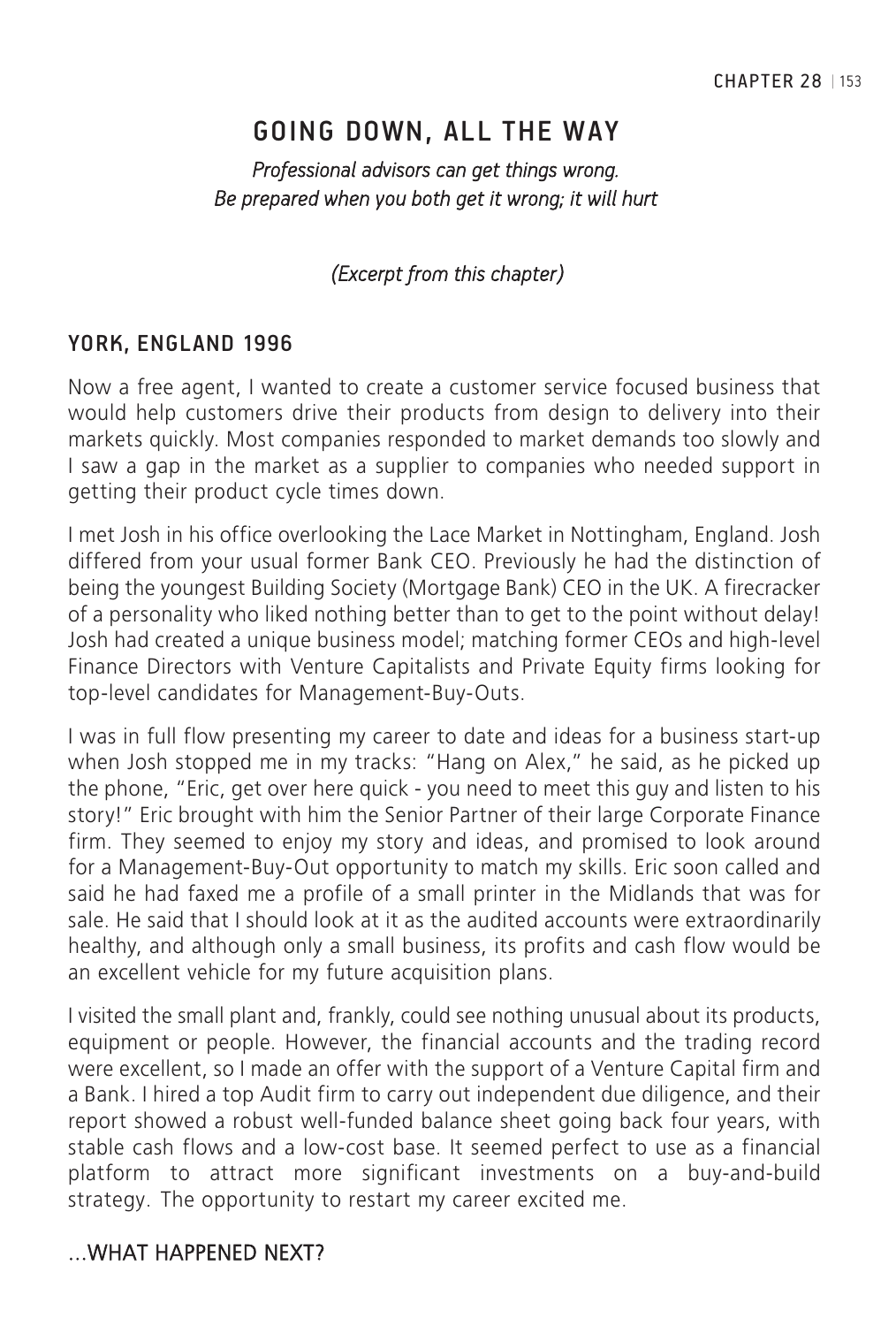# GOING DOWN, ALL THE WAY

*Professional advisors can get things wrong.*
*Be prepared when you both get it wrong; it will hurt*

*(Excerpt from this chapter)*

## YORK, ENGLAND 1996

Now a free agent, I wanted to create a customer service focused business that would help customers drive their products from design to delivery into their markets quickly. Most companies responded to market demands too slowly and I saw a gap in the market as a supplier to companies who needed support in getting their product cycle times down.

I met Josh in his office overlooking the Lace Market in Nottingham, England. Josh differed from your usual former Bank CEO. Previously he had the distinction of being the youngest Building Society (Mortgage Bank) CEO in the UK. A firecracker of a personality who liked nothing better than to get to the point without delay! Josh had created a unique business model; matching former CEOs and high-level Finance Directors with Venture Capitalists and Private Equity firms looking for top-level candidates for Management-Buy-Outs.

I was in full flow presenting my career to date and ideas for a business start-up when Josh stopped me in my tracks: "Hang on Alex," he said, as he picked up the phone, "Eric, get over here quick - you need to meet this guy and listen to his story!" Eric brought with him the Senior Partner of their large Corporate Finance firm. They seemed to enjoy my story and ideas, and promised to look around for a Management-Buy-Out opportunity to match my skills. Eric soon called and said he had faxed me a profile of a small printer in the Midlands that was for sale. He said that I should look at it as the audited accounts were extraordinarily healthy, and although only a small business, its profits and cash flow would be an excellent vehicle for my future acquisition plans.

I visited the small plant and, frankly, could see nothing unusual about its products, equipment or people. However, the financial accounts and the trading record were excellent, so I made an offer with the support of a Venture Capital firm and a Bank. I hired a top Audit firm to carry out independent due diligence, and their report showed a robust well-funded balance sheet going back four years, with stable cash flows and a low-cost base. It seemed perfect to use as a financial platform to attract more significant investments on a buy-and-build strategy. The opportunity to restart my career excited me.

## ...WHAT HAPPENED NEXT?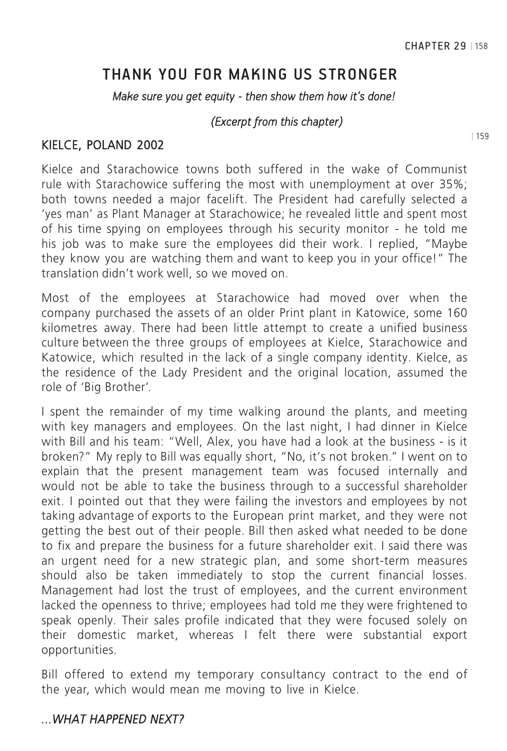## THANK YOU FOR MAKING US STRONGER

*Make sure you get equity - then show them how it's done!*

*(Excerpt from this chapter)*

### KIELCE, POLAND 2002

Kielce and Starachowice towns both suffered in the wake of Communist rule with Starachowice suffering the most with unemployment at over 35%; both towns needed a major facelift. The President had carefully selected a 'yes man' as Plant Manager at Starachowice; he revealed little and spent most of his time spying on employees through his security monitor - he told me his job was to make sure the employees did their work. I replied, "Maybe they know you are watching them and want to keep you in your office!" The translation didn't work well, so we moved on.

Most of the employees at Starachowice had moved over when the company purchased the assets of an older Print plant in Katowice, some 160 kilometres away. There had been little attempt to create a unified business culture between the three groups of employees at Kielce, Starachowice and Katowice, which resulted in the lack of a single company identity. Kielce, as the residence of the Lady President and the original location, assumed the role of 'Big Brother'.

I spent the remainder of my time walking around the plants, and meeting with key managers and employees. On the last night, I had dinner in Kielce with Bill and his team: "Well, Alex, you have had a look at the business - is it broken?" My reply to Bill was equally short, "No, it's not broken." I went on to explain that the present management team was focused internally and would not be able to take the business through to a successful shareholder exit. I pointed out that they were failing the investors and employees by not taking advantage of exports to the European print market, and they were not getting the best out of their people. Bill then asked what needed to be done to fix and prepare the business for a future shareholder exit. I said there was an urgent need for a new strategic plan, and some short-term measures should also be taken immediately to stop the current financial losses. Management had lost the trust of employees, and the current environment lacked the openness to thrive; employees had told me they were frightened to speak openly. Their sales profile indicated that they were focused solely on their domestic market, whereas I felt there were substantial export opportunities.

Bill offered to extend my temporary consultancy contract to the end of the year, which would mean me moving to live in Kielce.

*...WHAT HAPPENED NEXT?*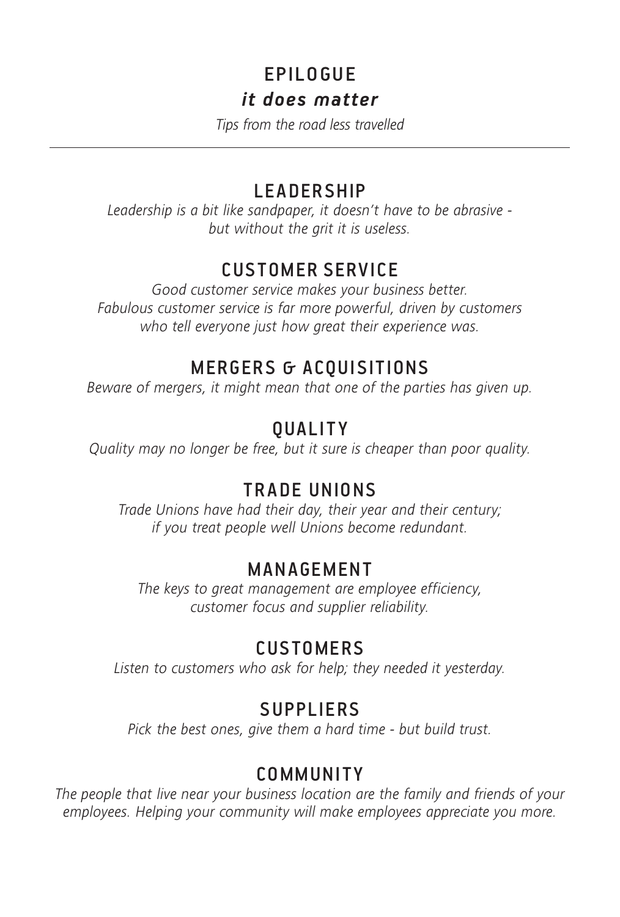# EPILOGUE

## *it does matter*

*Tips from the road less travelled*

---

## LEADERSHIP

*Leadership is a bit like sandpaper, it doesn't have to be abrasive - but without the grit it is useless.*

## CUSTOMER SERVICE

*Good customer service makes your business better.
Fabulous customer service is far more powerful, driven by customers who tell everyone just how great their experience was.*

## MERGERS & ACQUISITIONS

*Beware of mergers, it might mean that one of the parties has given up.*

## QUALITY

*Quality may no longer be free, but it sure is cheaper than poor quality.*

## TRADE UNIONS

*Trade Unions have had their day, their year and their century; if you treat people well Unions become redundant.*

## MANAGEMENT

*The keys to great management are employee efficiency, customer focus and supplier reliability.*

## CUSTOMERS

*Listen to customers who ask for help; they needed it yesterday.*

## SUPPLIERS

*Pick the best ones, give them a hard time - but build trust.*

## COMMUNITY

*The people that live near your business location are the family and friends of your employees. Helping your community will make employees appreciate you more.*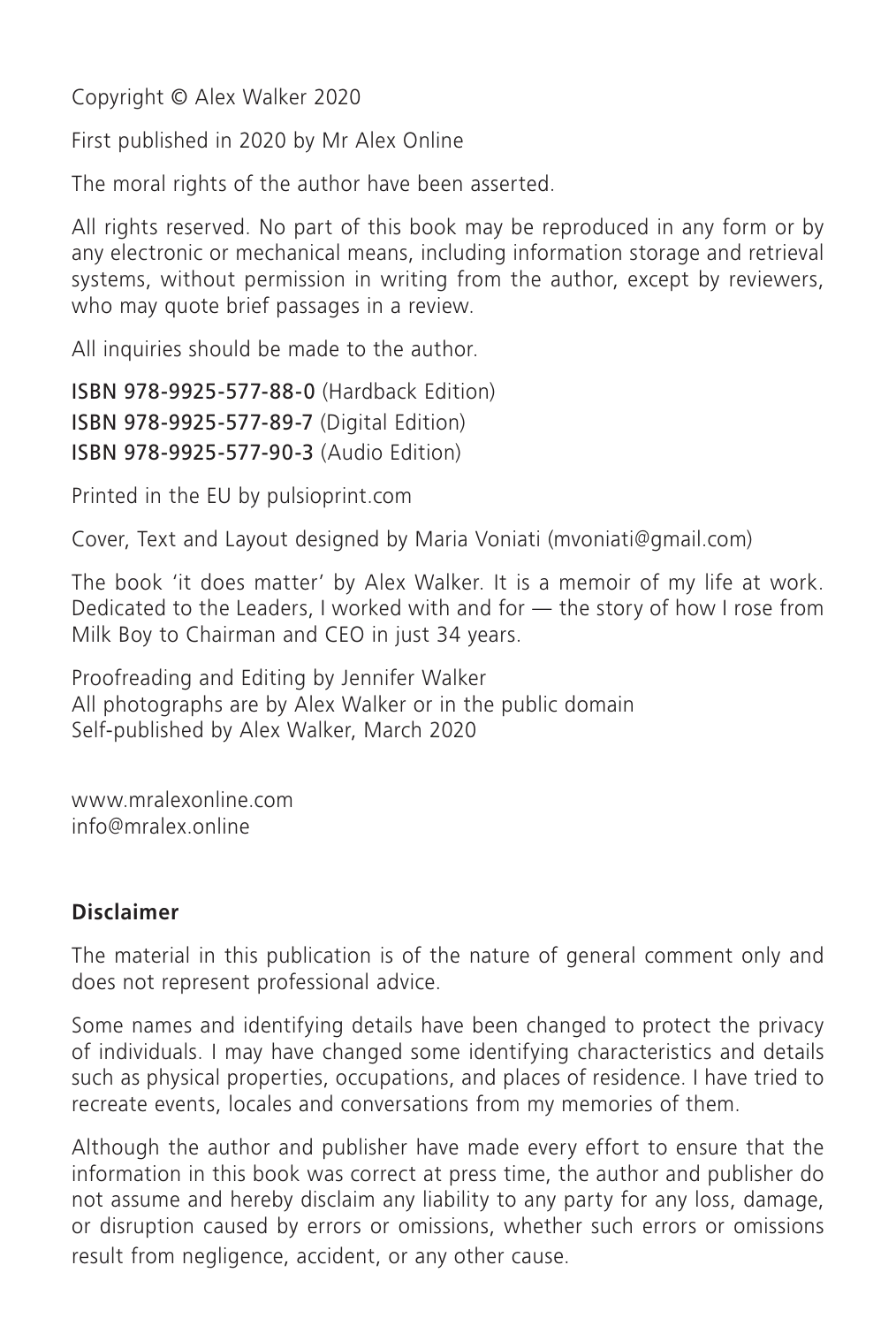Copyright © Alex Walker 2020

First published in 2020 by Mr Alex Online

The moral rights of the author have been asserted.

All rights reserved. No part of this book may be reproduced in any form or by any electronic or mechanical means, including information storage and retrieval systems, without permission in writing from the author, except by reviewers, who may quote brief passages in a review.

All inquiries should be made to the author.

ISBN 978-9925-577-88-0 (Hardback Edition)
ISBN 978-9925-577-89-7 (Digital Edition)
ISBN 978-9925-577-90-3 (Audio Edition)

Printed in the EU by pulsioprint.com

Cover, Text and Layout designed by Maria Voniati (mvoniati@gmail.com)

The book 'it does matter' by Alex Walker. It is a memoir of my life at work. Dedicated to the Leaders, I worked with and for — the story of how I rose from Milk Boy to Chairman and CEO in just 34 years.

Proofreading and Editing by Jennifer Walker
All photographs are by Alex Walker or in the public domain
Self-published by Alex Walker, March 2020

www.mralexonline.com
info@mralex.online

**Disclaimer**

The material in this publication is of the nature of general comment only and does not represent professional advice.

Some names and identifying details have been changed to protect the privacy of individuals. I may have changed some identifying characteristics and details such as physical properties, occupations, and places of residence. I have tried to recreate events, locales and conversations from my memories of them.

Although the author and publisher have made every effort to ensure that the information in this book was correct at press time, the author and publisher do not assume and hereby disclaim any liability to any party for any loss, damage, or disruption caused by errors or omissions, whether such errors or omissions result from negligence, accident, or any other cause.